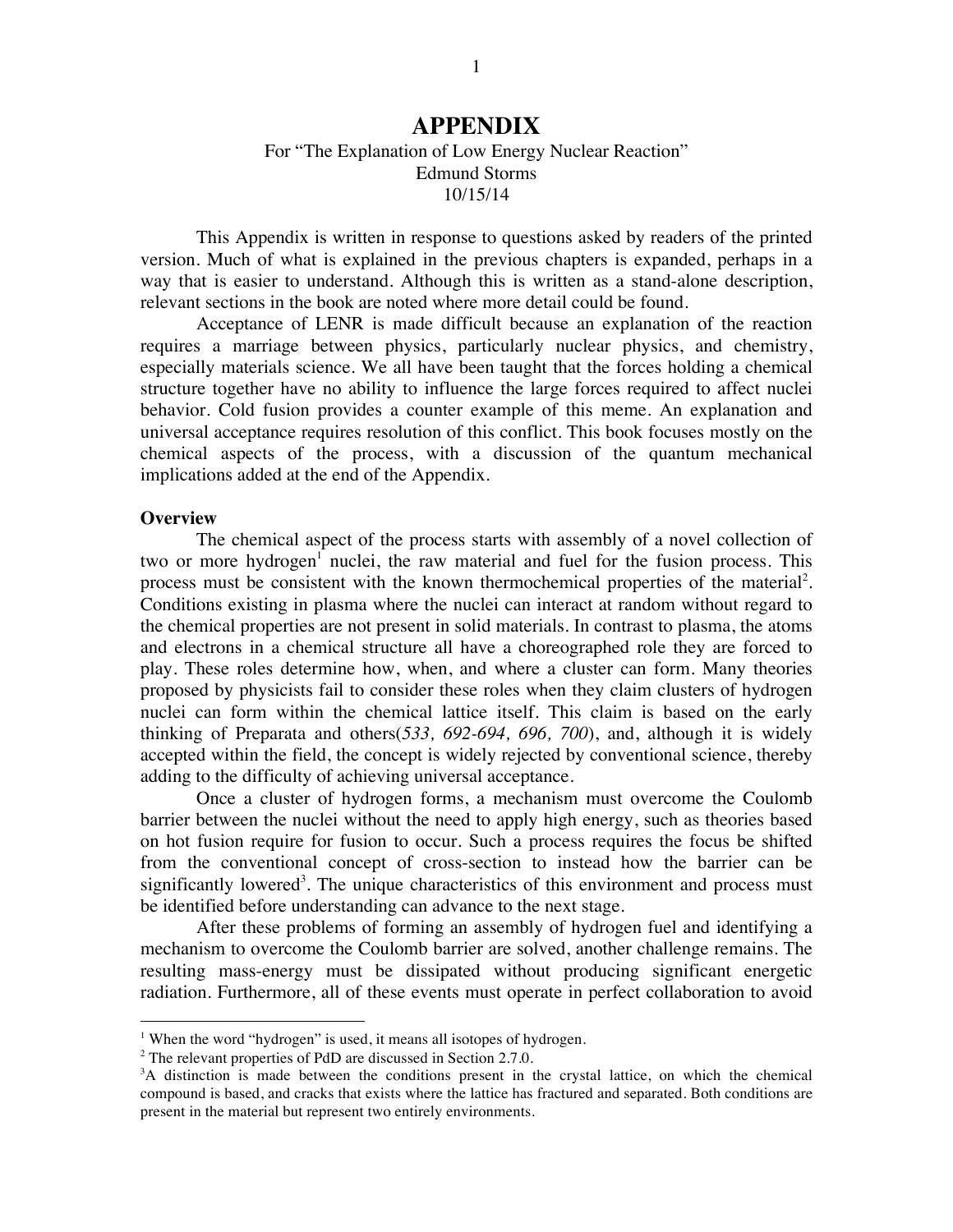# APPENDIX

For "The Explanation of Low Energy Nuclear Reaction"
Edmund Storms
10/15/14

This Appendix is written in response to questions asked by readers of the printed version. Much of what is explained in the previous chapters is expanded, perhaps in a way that is easier to understand. Although this is written as a stand-alone description, relevant sections in the book are noted where more detail could be found.

Acceptance of LENR is made difficult because an explanation of the reaction requires a marriage between physics, particularly nuclear physics, and chemistry, especially materials science. We all have been taught that the forces holding a chemical structure together have no ability to influence the large forces required to affect nuclei behavior. Cold fusion provides a counter example of this meme. An explanation and universal acceptance requires resolution of this conflict. This book focuses mostly on the chemical aspects of the process, with a discussion of the quantum mechanical implications added at the end of the Appendix.

## Overview

The chemical aspect of the process starts with assembly of a novel collection of two or more hydrogen[1] nuclei, the raw material and fuel for the fusion process. This process must be consistent with the known thermochemical properties of the material[2]. Conditions existing in plasma where the nuclei can interact at random without regard to the chemical properties are not present in solid materials. In contrast to plasma, the atoms and electrons in a chemical structure all have a choreographed role they are forced to play. These roles determine how, when, and where a cluster can form. Many theories proposed by physicists fail to consider these roles when they claim clusters of hydrogen nuclei can form within the chemical lattice itself. This claim is based on the early thinking of Preparata and others(*533, 692-694, 696, 700*), and, although it is widely accepted within the field, the concept is widely rejected by conventional science, thereby adding to the difficulty of achieving universal acceptance.

Once a cluster of hydrogen forms, a mechanism must overcome the Coulomb barrier between the nuclei without the need to apply high energy, such as theories based on hot fusion require for fusion to occur. Such a process requires the focus be shifted from the conventional concept of cross-section to instead how the barrier can be significantly lowered[3]. The unique characteristics of this environment and process must be identified before understanding can advance to the next stage.

After these problems of forming an assembly of hydrogen fuel and identifying a mechanism to overcome the Coulomb barrier are solved, another challenge remains. The resulting mass-energy must be dissipated without producing significant energetic radiation. Furthermore, all of these events must operate in perfect collaboration to avoid

---

[1] When the word "hydrogen" is used, it means all isotopes of hydrogen.

[2] The relevant properties of PdD are discussed in Section 2.7.0.

[3] A distinction is made between the conditions present in the crystal lattice, on which the chemical compound is based, and cracks that exists where the lattice has fractured and separated. Both conditions are present in the material but represent two entirely environments.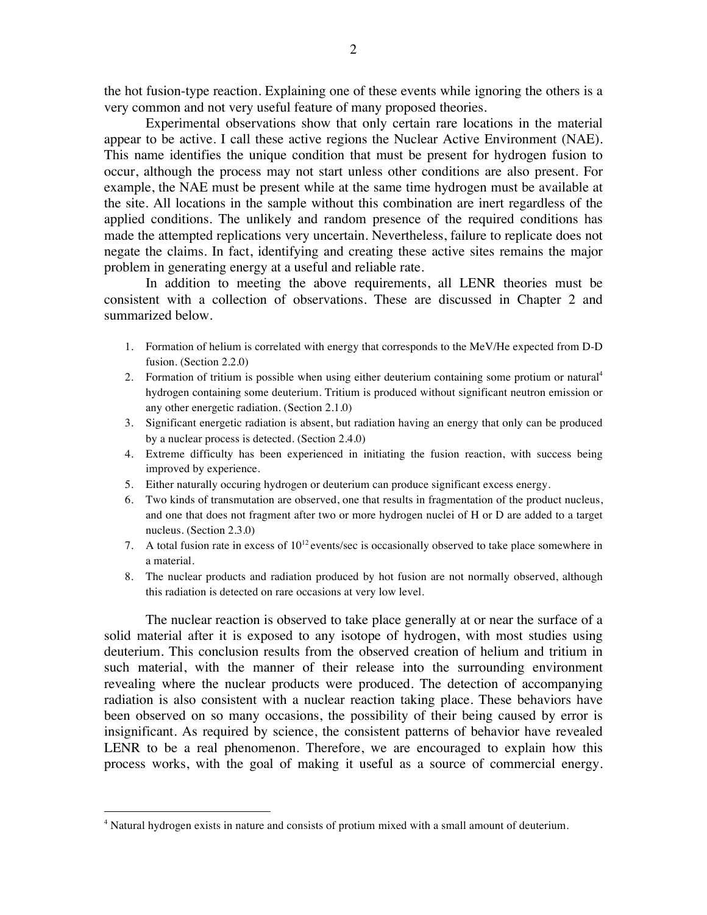the hot fusion-type reaction. Explaining one of these events while ignoring the others is a very common and not very useful feature of many proposed theories.

Experimental observations show that only certain rare locations in the material appear to be active. I call these active regions the Nuclear Active Environment (NAE). This name identifies the unique condition that must be present for hydrogen fusion to occur, although the process may not start unless other conditions are also present. For example, the NAE must be present while at the same time hydrogen must be available at the site. All locations in the sample without this combination are inert regardless of the applied conditions. The unlikely and random presence of the required conditions has made the attempted replications very uncertain. Nevertheless, failure to replicate does not negate the claims. In fact, identifying and creating these active sites remains the major problem in generating energy at a useful and reliable rate.

In addition to meeting the above requirements, all LENR theories must be consistent with a collection of observations. These are discussed in Chapter 2 and summarized below.

1. Formation of helium is correlated with energy that corresponds to the MeV/He expected from D-D fusion. (Section 2.2.0)
2. Formation of tritium is possible when using either deuterium containing some protium or natural[4] hydrogen containing some deuterium. Tritium is produced without significant neutron emission or any other energetic radiation. (Section 2.1.0)
3. Significant energetic radiation is absent, but radiation having an energy that only can be produced by a nuclear process is detected. (Section 2.4.0)
4. Extreme difficulty has been experienced in initiating the fusion reaction, with success being improved by experience.
5. Either naturally occuring hydrogen or deuterium can produce significant excess energy.
6. Two kinds of transmutation are observed, one that results in fragmentation of the product nucleus, and one that does not fragment after two or more hydrogen nuclei of H or D are added to a target nucleus. (Section 2.3.0)
7. A total fusion rate in excess of $10^{12}$ events/sec is occasionally observed to take place somewhere in a material.
8. The nuclear products and radiation produced by hot fusion are not normally observed, although this radiation is detected on rare occasions at very low level.

The nuclear reaction is observed to take place generally at or near the surface of a solid material after it is exposed to any isotope of hydrogen, with most studies using deuterium. This conclusion results from the observed creation of helium and tritium in such material, with the manner of their release into the surrounding environment revealing where the nuclear products were produced. The detection of accompanying radiation is also consistent with a nuclear reaction taking place. These behaviors have been observed on so many occasions, the possibility of their being caused by error is insignificant. As required by science, the consistent patterns of behavior have revealed LENR to be a real phenomenon. Therefore, we are encouraged to explain how this process works, with the goal of making it useful as a source of commercial energy.

[4] Natural hydrogen exists in nature and consists of protium mixed with a small amount of deuterium.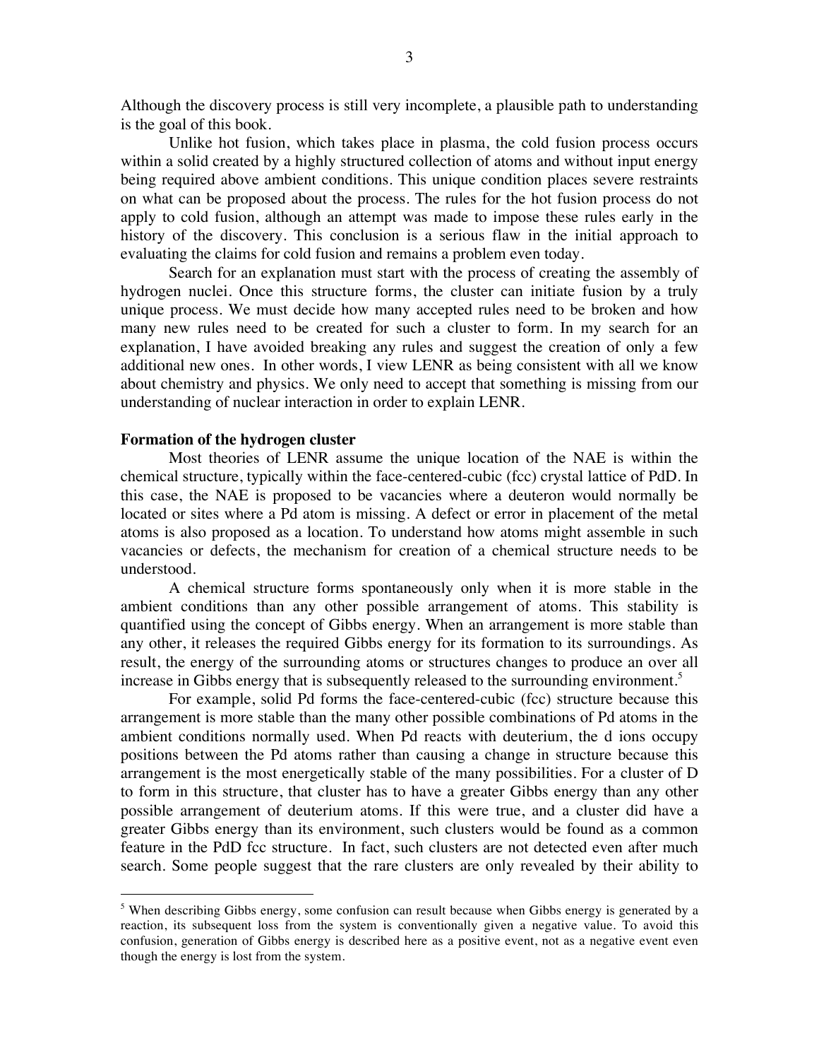Although the discovery process is still very incomplete, a plausible path to understanding is the goal of this book.

Unlike hot fusion, which takes place in plasma, the cold fusion process occurs within a solid created by a highly structured collection of atoms and without input energy being required above ambient conditions. This unique condition places severe restraints on what can be proposed about the process. The rules for the hot fusion process do not apply to cold fusion, although an attempt was made to impose these rules early in the history of the discovery. This conclusion is a serious flaw in the initial approach to evaluating the claims for cold fusion and remains a problem even today.

Search for an explanation must start with the process of creating the assembly of hydrogen nuclei. Once this structure forms, the cluster can initiate fusion by a truly unique process. We must decide how many accepted rules need to be broken and how many new rules need to be created for such a cluster to form. In my search for an explanation, I have avoided breaking any rules and suggest the creation of only a few additional new ones. In other words, I view LENR as being consistent with all we know about chemistry and physics. We only need to accept that something is missing from our understanding of nuclear interaction in order to explain LENR.

**Formation of the hydrogen cluster**

Most theories of LENR assume the unique location of the NAE is within the chemical structure, typically within the face-centered-cubic (fcc) crystal lattice of PdD. In this case, the NAE is proposed to be vacancies where a deuteron would normally be located or sites where a Pd atom is missing. A defect or error in placement of the metal atoms is also proposed as a location. To understand how atoms might assemble in such vacancies or defects, the mechanism for creation of a chemical structure needs to be understood.

A chemical structure forms spontaneously only when it is more stable in the ambient conditions than any other possible arrangement of atoms. This stability is quantified using the concept of Gibbs energy. When an arrangement is more stable than any other, it releases the required Gibbs energy for its formation to its surroundings. As result, the energy of the surrounding atoms or structures changes to produce an over all increase in Gibbs energy that is subsequently released to the surrounding environment.[5]

For example, solid Pd forms the face-centered-cubic (fcc) structure because this arrangement is more stable than the many other possible combinations of Pd atoms in the ambient conditions normally used. When Pd reacts with deuterium, the d ions occupy positions between the Pd atoms rather than causing a change in structure because this arrangement is the most energetically stable of the many possibilities. For a cluster of D to form in this structure, that cluster has to have a greater Gibbs energy than any other possible arrangement of deuterium atoms. If this were true, and a cluster did have a greater Gibbs energy than its environment, such clusters would be found as a common feature in the PdD fcc structure. In fact, such clusters are not detected even after much search. Some people suggest that the rare clusters are only revealed by their ability to

[5] When describing Gibbs energy, some confusion can result because when Gibbs energy is generated by a reaction, its subsequent loss from the system is conventionally given a negative value. To avoid this confusion, generation of Gibbs energy is described here as a positive event, not as a negative event even though the energy is lost from the system.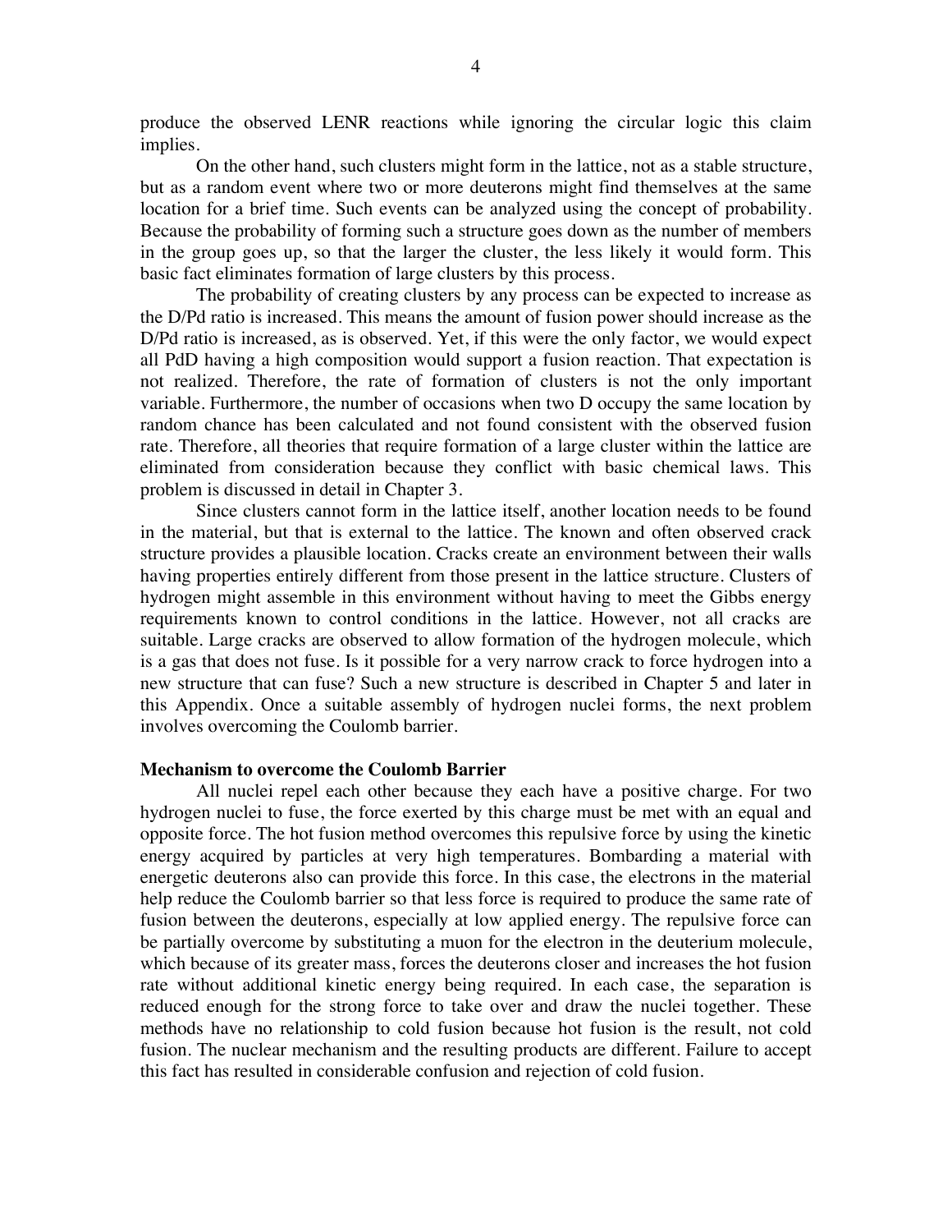produce the observed LENR reactions while ignoring the circular logic this claim implies.

On the other hand, such clusters might form in the lattice, not as a stable structure, but as a random event where two or more deuterons might find themselves at the same location for a brief time. Such events can be analyzed using the concept of probability. Because the probability of forming such a structure goes down as the number of members in the group goes up, so that the larger the cluster, the less likely it would form. This basic fact eliminates formation of large clusters by this process.

The probability of creating clusters by any process can be expected to increase as the D/Pd ratio is increased. This means the amount of fusion power should increase as the D/Pd ratio is increased, as is observed. Yet, if this were the only factor, we would expect all PdD having a high composition would support a fusion reaction. That expectation is not realized. Therefore, the rate of formation of clusters is not the only important variable. Furthermore, the number of occasions when two D occupy the same location by random chance has been calculated and not found consistent with the observed fusion rate. Therefore, all theories that require formation of a large cluster within the lattice are eliminated from consideration because they conflict with basic chemical laws. This problem is discussed in detail in Chapter 3.

Since clusters cannot form in the lattice itself, another location needs to be found in the material, but that is external to the lattice. The known and often observed crack structure provides a plausible location. Cracks create an environment between their walls having properties entirely different from those present in the lattice structure. Clusters of hydrogen might assemble in this environment without having to meet the Gibbs energy requirements known to control conditions in the lattice. However, not all cracks are suitable. Large cracks are observed to allow formation of the hydrogen molecule, which is a gas that does not fuse. Is it possible for a very narrow crack to force hydrogen into a new structure that can fuse? Such a new structure is described in Chapter 5 and later in this Appendix. Once a suitable assembly of hydrogen nuclei forms, the next problem involves overcoming the Coulomb barrier.

**Mechanism to overcome the Coulomb Barrier**

All nuclei repel each other because they each have a positive charge. For two hydrogen nuclei to fuse, the force exerted by this charge must be met with an equal and opposite force. The hot fusion method overcomes this repulsive force by using the kinetic energy acquired by particles at very high temperatures. Bombarding a material with energetic deuterons also can provide this force. In this case, the electrons in the material help reduce the Coulomb barrier so that less force is required to produce the same rate of fusion between the deuterons, especially at low applied energy. The repulsive force can be partially overcome by substituting a muon for the electron in the deuterium molecule, which because of its greater mass, forces the deuterons closer and increases the hot fusion rate without additional kinetic energy being required. In each case, the separation is reduced enough for the strong force to take over and draw the nuclei together. These methods have no relationship to cold fusion because hot fusion is the result, not cold fusion. The nuclear mechanism and the resulting products are different. Failure to accept this fact has resulted in considerable confusion and rejection of cold fusion.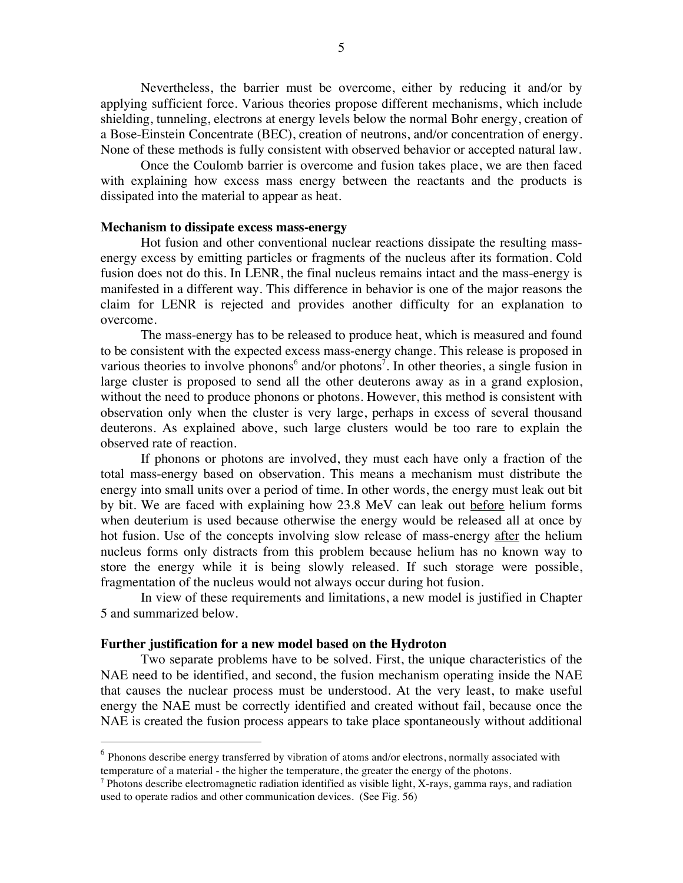Nevertheless, the barrier must be overcome, either by reducing it and/or by applying sufficient force. Various theories propose different mechanisms, which include shielding, tunneling, electrons at energy levels below the normal Bohr energy, creation of a Bose-Einstein Concentrate (BEC), creation of neutrons, and/or concentration of energy. None of these methods is fully consistent with observed behavior or accepted natural law.

Once the Coulomb barrier is overcome and fusion takes place, we are then faced with explaining how excess mass energy between the reactants and the products is dissipated into the material to appear as heat.

**Mechanism to dissipate excess mass-energy**

Hot fusion and other conventional nuclear reactions dissipate the resulting mass-energy excess by emitting particles or fragments of the nucleus after its formation. Cold fusion does not do this. In LENR, the final nucleus remains intact and the mass-energy is manifested in a different way. This difference in behavior is one of the major reasons the claim for LENR is rejected and provides another difficulty for an explanation to overcome.

The mass-energy has to be released to produce heat, which is measured and found to be consistent with the expected excess mass-energy change. This release is proposed in various theories to involve phonons[6] and/or photons[7]. In other theories, a single fusion in large cluster is proposed to send all the other deuterons away as in a grand explosion, without the need to produce phonons or photons. However, this method is consistent with observation only when the cluster is very large, perhaps in excess of several thousand deuterons. As explained above, such large clusters would be too rare to explain the observed rate of reaction.

If phonons or photons are involved, they must each have only a fraction of the total mass-energy based on observation. This means a mechanism must distribute the energy into small units over a period of time. In other words, the energy must leak out bit by bit. We are faced with explaining how 23.8 MeV can leak out <u>before</u> helium forms when deuterium is used because otherwise the energy would be released all at once by hot fusion. Use of the concepts involving slow release of mass-energy <u>after</u> the helium nucleus forms only distracts from this problem because helium has no known way to store the energy while it is being slowly released. If such storage were possible, fragmentation of the nucleus would not always occur during hot fusion.

In view of these requirements and limitations, a new model is justified in Chapter 5 and summarized below.

**Further justification for a new model based on the Hydroton**

Two separate problems have to be solved. First, the unique characteristics of the NAE need to be identified, and second, the fusion mechanism operating inside the NAE that causes the nuclear process must be understood. At the very least, to make useful energy the NAE must be correctly identified and created without fail, because once the NAE is created the fusion process appears to take place spontaneously without additional

---

[6] Phonons describe energy transferred by vibration of atoms and/or electrons, normally associated with temperature of a material - the higher the temperature, the greater the energy of the photons.

[7] Photons describe electromagnetic radiation identified as visible light, X-rays, gamma rays, and radiation used to operate radios and other communication devices. (See Fig. 56)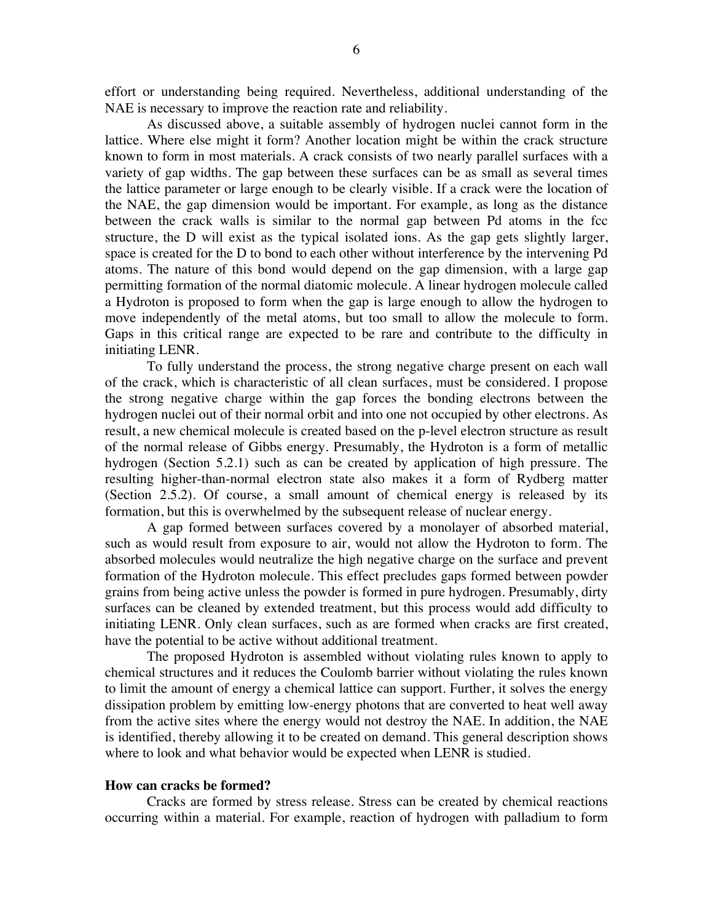effort or understanding being required. Nevertheless, additional understanding of the NAE is necessary to improve the reaction rate and reliability.

As discussed above, a suitable assembly of hydrogen nuclei cannot form in the lattice. Where else might it form? Another location might be within the crack structure known to form in most materials. A crack consists of two nearly parallel surfaces with a variety of gap widths. The gap between these surfaces can be as small as several times the lattice parameter or large enough to be clearly visible. If a crack were the location of the NAE, the gap dimension would be important. For example, as long as the distance between the crack walls is similar to the normal gap between Pd atoms in the fcc structure, the D will exist as the typical isolated ions. As the gap gets slightly larger, space is created for the D to bond to each other without interference by the intervening Pd atoms. The nature of this bond would depend on the gap dimension, with a large gap permitting formation of the normal diatomic molecule. A linear hydrogen molecule called a Hydroton is proposed to form when the gap is large enough to allow the hydrogen to move independently of the metal atoms, but too small to allow the molecule to form. Gaps in this critical range are expected to be rare and contribute to the difficulty in initiating LENR.

To fully understand the process, the strong negative charge present on each wall of the crack, which is characteristic of all clean surfaces, must be considered. I propose the strong negative charge within the gap forces the bonding electrons between the hydrogen nuclei out of their normal orbit and into one not occupied by other electrons. As result, a new chemical molecule is created based on the p-level electron structure as result of the normal release of Gibbs energy. Presumably, the Hydroton is a form of metallic hydrogen (Section 5.2.1) such as can be created by application of high pressure. The resulting higher-than-normal electron state also makes it a form of Rydberg matter (Section 2.5.2). Of course, a small amount of chemical energy is released by its formation, but this is overwhelmed by the subsequent release of nuclear energy.

A gap formed between surfaces covered by a monolayer of absorbed material, such as would result from exposure to air, would not allow the Hydroton to form. The absorbed molecules would neutralize the high negative charge on the surface and prevent formation of the Hydroton molecule. This effect precludes gaps formed between powder grains from being active unless the powder is formed in pure hydrogen. Presumably, dirty surfaces can be cleaned by extended treatment, but this process would add difficulty to initiating LENR. Only clean surfaces, such as are formed when cracks are first created, have the potential to be active without additional treatment.

The proposed Hydroton is assembled without violating rules known to apply to chemical structures and it reduces the Coulomb barrier without violating the rules known to limit the amount of energy a chemical lattice can support. Further, it solves the energy dissipation problem by emitting low-energy photons that are converted to heat well away from the active sites where the energy would not destroy the NAE. In addition, the NAE is identified, thereby allowing it to be created on demand. This general description shows where to look and what behavior would be expected when LENR is studied.

**How can cracks be formed?**

Cracks are formed by stress release. Stress can be created by chemical reactions occurring within a material. For example, reaction of hydrogen with palladium to form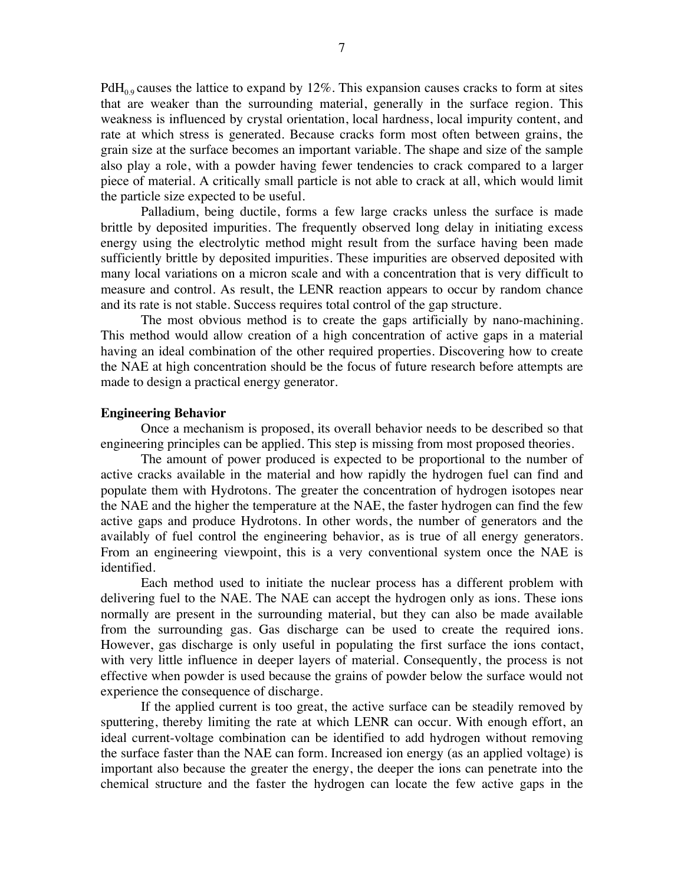$PdH_{0.9}$ causes the lattice to expand by 12%. This expansion causes cracks to form at sites that are weaker than the surrounding material, generally in the surface region. This weakness is influenced by crystal orientation, local hardness, local impurity content, and rate at which stress is generated. Because cracks form most often between grains, the grain size at the surface becomes an important variable. The shape and size of the sample also play a role, with a powder having fewer tendencies to crack compared to a larger piece of material. A critically small particle is not able to crack at all, which would limit the particle size expected to be useful.

Palladium, being ductile, forms a few large cracks unless the surface is made brittle by deposited impurities. The frequently observed long delay in initiating excess energy using the electrolytic method might result from the surface having been made sufficiently brittle by deposited impurities. These impurities are observed deposited with many local variations on a micron scale and with a concentration that is very difficult to measure and control. As result, the LENR reaction appears to occur by random chance and its rate is not stable. Success requires total control of the gap structure.

The most obvious method is to create the gaps artificially by nano-machining. This method would allow creation of a high concentration of active gaps in a material having an ideal combination of the other required properties. Discovering how to create the NAE at high concentration should be the focus of future research before attempts are made to design a practical energy generator.

**Engineering Behavior**

Once a mechanism is proposed, its overall behavior needs to be described so that engineering principles can be applied. This step is missing from most proposed theories.

The amount of power produced is expected to be proportional to the number of active cracks available in the material and how rapidly the hydrogen fuel can find and populate them with Hydrotons. The greater the concentration of hydrogen isotopes near the NAE and the higher the temperature at the NAE, the faster hydrogen can find the few active gaps and produce Hydrotons. In other words, the number of generators and the availably of fuel control the engineering behavior, as is true of all energy generators. From an engineering viewpoint, this is a very conventional system once the NAE is identified.

Each method used to initiate the nuclear process has a different problem with delivering fuel to the NAE. The NAE can accept the hydrogen only as ions. These ions normally are present in the surrounding material, but they can also be made available from the surrounding gas. Gas discharge can be used to create the required ions. However, gas discharge is only useful in populating the first surface the ions contact, with very little influence in deeper layers of material. Consequently, the process is not effective when powder is used because the grains of powder below the surface would not experience the consequence of discharge.

If the applied current is too great, the active surface can be steadily removed by sputtering, thereby limiting the rate at which LENR can occur. With enough effort, an ideal current-voltage combination can be identified to add hydrogen without removing the surface faster than the NAE can form. Increased ion energy (as an applied voltage) is important also because the greater the energy, the deeper the ions can penetrate into the chemical structure and the faster the hydrogen can locate the few active gaps in the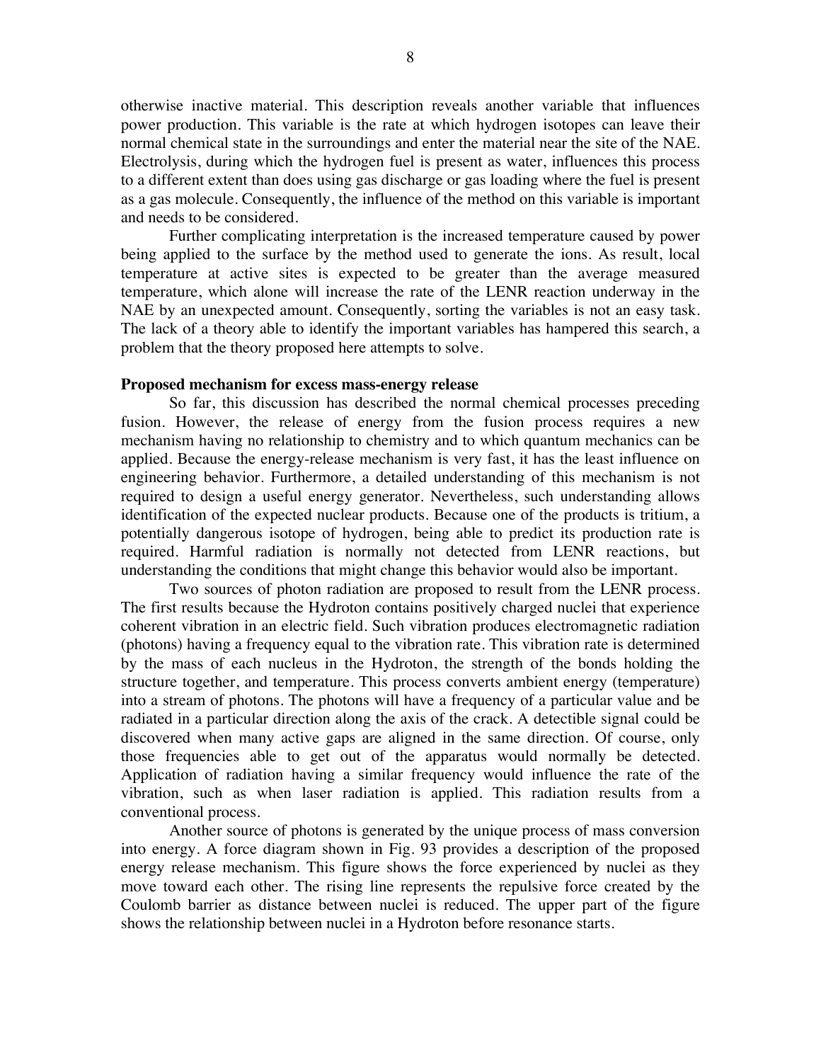otherwise inactive material. This description reveals another variable that influences power production. This variable is the rate at which hydrogen isotopes can leave their normal chemical state in the surroundings and enter the material near the site of the NAE. Electrolysis, during which the hydrogen fuel is present as water, influences this process to a different extent than does using gas discharge or gas loading where the fuel is present as a gas molecule. Consequently, the influence of the method on this variable is important and needs to be considered.

Further complicating interpretation is the increased temperature caused by power being applied to the surface by the method used to generate the ions. As result, local temperature at active sites is expected to be greater than the average measured temperature, which alone will increase the rate of the LENR reaction underway in the NAE by an unexpected amount. Consequently, sorting the variables is not an easy task. The lack of a theory able to identify the important variables has hampered this search, a problem that the theory proposed here attempts to solve.

**Proposed mechanism for excess mass-energy release**

So far, this discussion has described the normal chemical processes preceding fusion. However, the release of energy from the fusion process requires a new mechanism having no relationship to chemistry and to which quantum mechanics can be applied. Because the energy-release mechanism is very fast, it has the least influence on engineering behavior. Furthermore, a detailed understanding of this mechanism is not required to design a useful energy generator. Nevertheless, such understanding allows identification of the expected nuclear products. Because one of the products is tritium, a potentially dangerous isotope of hydrogen, being able to predict its production rate is required. Harmful radiation is normally not detected from LENR reactions, but understanding the conditions that might change this behavior would also be important.

Two sources of photon radiation are proposed to result from the LENR process. The first results because the Hydroton contains positively charged nuclei that experience coherent vibration in an electric field. Such vibration produces electromagnetic radiation (photons) having a frequency equal to the vibration rate. This vibration rate is determined by the mass of each nucleus in the Hydroton, the strength of the bonds holding the structure together, and temperature. This process converts ambient energy (temperature) into a stream of photons. The photons will have a frequency of a particular value and be radiated in a particular direction along the axis of the crack. A detectible signal could be discovered when many active gaps are aligned in the same direction. Of course, only those frequencies able to get out of the apparatus would normally be detected. Application of radiation having a similar frequency would influence the rate of the vibration, such as when laser radiation is applied. This radiation results from a conventional process.

Another source of photons is generated by the unique process of mass conversion into energy. A force diagram shown in Fig. 93 provides a description of the proposed energy release mechanism. This figure shows the force experienced by nuclei as they move toward each other. The rising line represents the repulsive force created by the Coulomb barrier as distance between nuclei is reduced. The upper part of the figure shows the relationship between nuclei in a Hydroton before resonance starts.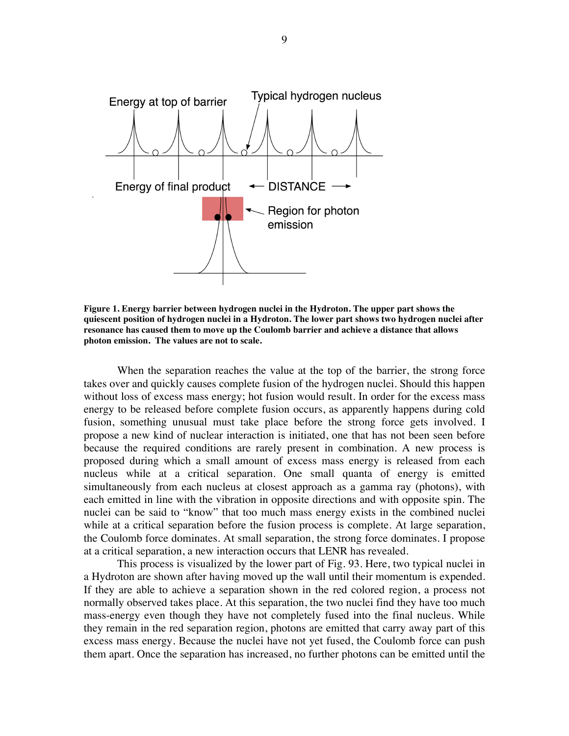Energy at top of barrier

Typical hydrogen nucleus

Energy of final product

← DISTANCE →

Region for photon emission

**Figure 1. Energy barrier between hydrogen nuclei in the Hydroton. The upper part shows the quiescent position of hydrogen nuclei in a Hydroton. The lower part shows two hydrogen nuclei after resonance has caused them to move up the Coulomb barrier and achieve a distance that allows photon emission. The values are not to scale.**

When the separation reaches the value at the top of the barrier, the strong force takes over and quickly causes complete fusion of the hydrogen nuclei. Should this happen without loss of excess mass energy; hot fusion would result. In order for the excess mass energy to be released before complete fusion occurs, as apparently happens during cold fusion, something unusual must take place before the strong force gets involved. I propose a new kind of nuclear interaction is initiated, one that has not been seen before because the required conditions are rarely present in combination. A new process is proposed during which a small amount of excess mass energy is released from each nucleus while at a critical separation. One small quanta of energy is emitted simultaneously from each nucleus at closest approach as a gamma ray (photons), with each emitted in line with the vibration in opposite directions and with opposite spin. The nuclei can be said to "know" that too much mass energy exists in the combined nuclei while at a critical separation before the fusion process is complete. At large separation, the Coulomb force dominates. At small separation, the strong force dominates. I propose at a critical separation, a new interaction occurs that LENR has revealed.

This process is visualized by the lower part of Fig. 93. Here, two typical nuclei in a Hydroton are shown after having moved up the wall until their momentum is expended. If they are able to achieve a separation shown in the red colored region, a process not normally observed takes place. At this separation, the two nuclei find they have too much mass-energy even though they have not completely fused into the final nucleus. While they remain in the red separation region, photons are emitted that carry away part of this excess mass energy. Because the nuclei have not yet fused, the Coulomb force can push them apart. Once the separation has increased, no further photons can be emitted until the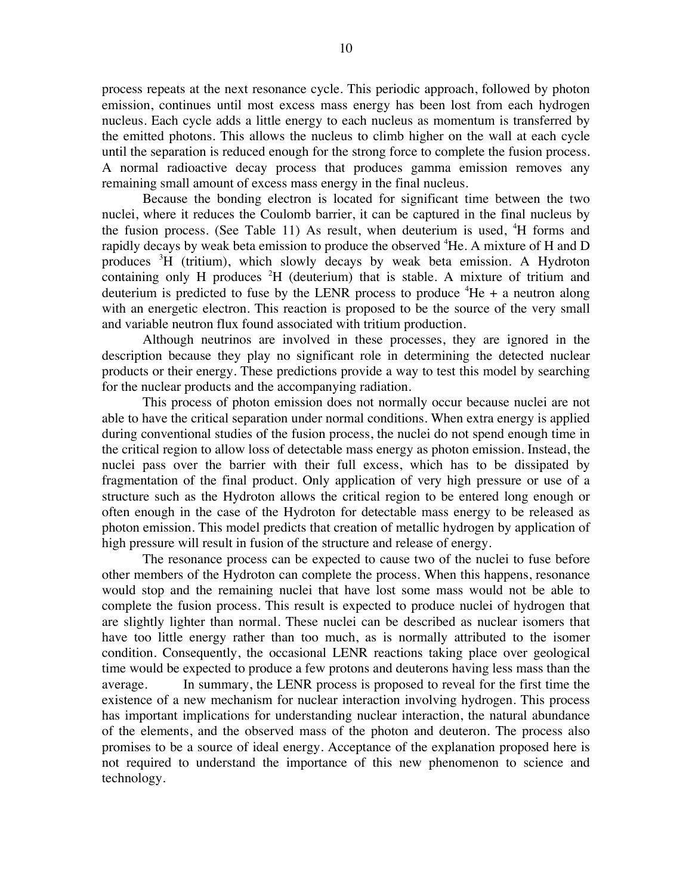process repeats at the next resonance cycle. This periodic approach, followed by photon emission, continues until most excess mass energy has been lost from each hydrogen nucleus. Each cycle adds a little energy to each nucleus as momentum is transferred by the emitted photons. This allows the nucleus to climb higher on the wall at each cycle until the separation is reduced enough for the strong force to complete the fusion process. A normal radioactive decay process that produces gamma emission removes any remaining small amount of excess mass energy in the final nucleus.

Because the bonding electron is located for significant time between the two nuclei, where it reduces the Coulomb barrier, it can be captured in the final nucleus by the fusion process. (See Table 11) As result, when deuterium is used, $^{4}H$ forms and rapidly decays by weak beta emission to produce the observed $^{4}He$. A mixture of H and D produces $^{3}H$ (tritium), which slowly decays by weak beta emission. A Hydroton containing only H produces $^{2}H$ (deuterium) that is stable. A mixture of tritium and deuterium is predicted to fuse by the LENR process to produce $^{4}He$ + a neutron along with an energetic electron. This reaction is proposed to be the source of the very small and variable neutron flux found associated with tritium production.

Although neutrinos are involved in these processes, they are ignored in the description because they play no significant role in determining the detected nuclear products or their energy. These predictions provide a way to test this model by searching for the nuclear products and the accompanying radiation.

This process of photon emission does not normally occur because nuclei are not able to have the critical separation under normal conditions. When extra energy is applied during conventional studies of the fusion process, the nuclei do not spend enough time in the critical region to allow loss of detectable mass energy as photon emission. Instead, the nuclei pass over the barrier with their full excess, which has to be dissipated by fragmentation of the final product. Only application of very high pressure or use of a structure such as the Hydroton allows the critical region to be entered long enough or often enough in the case of the Hydroton for detectable mass energy to be released as photon emission. This model predicts that creation of metallic hydrogen by application of high pressure will result in fusion of the structure and release of energy.

The resonance process can be expected to cause two of the nuclei to fuse before other members of the Hydroton can complete the process. When this happens, resonance would stop and the remaining nuclei that have lost some mass would not be able to complete the fusion process. This result is expected to produce nuclei of hydrogen that are slightly lighter than normal. These nuclei can be described as nuclear isomers that have too little energy rather than too much, as is normally attributed to the isomer condition. Consequently, the occasional LENR reactions taking place over geological time would be expected to produce a few protons and deuterons having less mass than the average.

In summary, the LENR process is proposed to reveal for the first time the existence of a new mechanism for nuclear interaction involving hydrogen. This process has important implications for understanding nuclear interaction, the natural abundance of the elements, and the observed mass of the photon and deuteron. The process also promises to be a source of ideal energy. Acceptance of the explanation proposed here is not required to understand the importance of this new phenomenon to science and technology.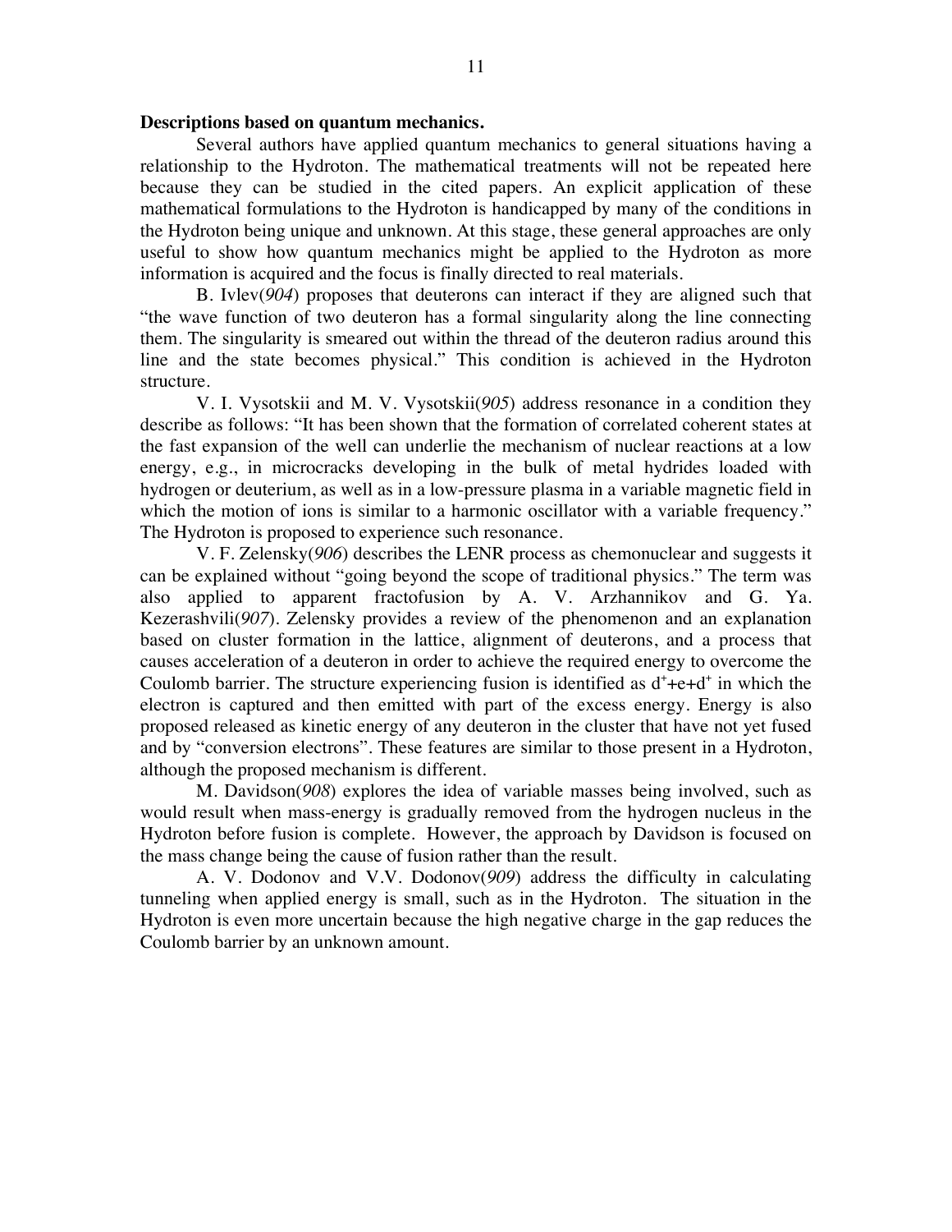**Descriptions based on quantum mechanics.**

Several authors have applied quantum mechanics to general situations having a relationship to the Hydroton. The mathematical treatments will not be repeated here because they can be studied in the cited papers. An explicit application of these mathematical formulations to the Hydroton is handicapped by many of the conditions in the Hydroton being unique and unknown. At this stage, these general approaches are only useful to show how quantum mechanics might be applied to the Hydroton as more information is acquired and the focus is finally directed to real materials.

B. Ivlev(*904*) proposes that deuterons can interact if they are aligned such that "the wave function of two deuteron has a formal singularity along the line connecting them. The singularity is smeared out within the thread of the deuteron radius around this line and the state becomes physical." This condition is achieved in the Hydroton structure.

V. I. Vysotskii and M. V. Vysotskii(*905*) address resonance in a condition they describe as follows: "It has been shown that the formation of correlated coherent states at the fast expansion of the well can underlie the mechanism of nuclear reactions at a low energy, e.g., in microcracks developing in the bulk of metal hydrides loaded with hydrogen or deuterium, as well as in a low-pressure plasma in a variable magnetic field in which the motion of ions is similar to a harmonic oscillator with a variable frequency." The Hydroton is proposed to experience such resonance.

V. F. Zelensky(*906*) describes the LENR process as chemonuclear and suggests it can be explained without "going beyond the scope of traditional physics." The term was also applied to apparent fractofusion by A. V. Arzhannikov and G. Ya. Kezerashvili(*907*). Zelensky provides a review of the phenomenon and an explanation based on cluster formation in the lattice, alignment of deuterons, and a process that causes acceleration of a deuteron in order to achieve the required energy to overcome the Coulomb barrier. The structure experiencing fusion is identified as $d^{+}$+e+$d^{+}$ in which the electron is captured and then emitted with part of the excess energy. Energy is also proposed released as kinetic energy of any deuteron in the cluster that have not yet fused and by "conversion electrons". These features are similar to those present in a Hydroton, although the proposed mechanism is different.

M. Davidson(*908*) explores the idea of variable masses being involved, such as would result when mass-energy is gradually removed from the hydrogen nucleus in the Hydroton before fusion is complete. However, the approach by Davidson is focused on the mass change being the cause of fusion rather than the result.

A. V. Dodonov and V.V. Dodonov(*909*) address the difficulty in calculating tunneling when applied energy is small, such as in the Hydroton. The situation in the Hydroton is even more uncertain because the high negative charge in the gap reduces the Coulomb barrier by an unknown amount.